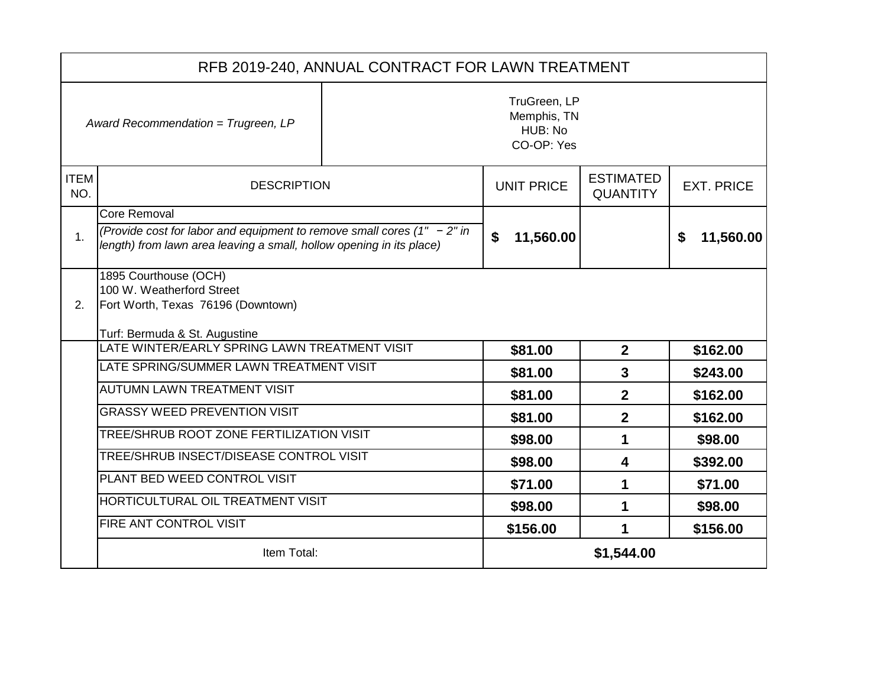| RFB 2019-240, ANNUAL CONTRACT FOR LAWN TREATMENT | | | | |
|---|---|---|---|---|
| *Award Recommendation = Trugreen, LP* | TruGreen, LP<br>Memphis, TN<br>HUB: No<br>CO-OP: Yes | | | |
| **ITEM NO.** | **DESCRIPTION** | **UNIT PRICE** | **ESTIMATED QUANTITY** | **EXT. PRICE** |
| 1. | Core Removal<br>*(Provide cost for labor and equipment to remove small cores (1" − 2" in length) from lawn area leaving a small, hollow opening in its place)* | **$ 11,560.00** | | **$ 11,560.00** |
| 2. | 1895 Courthouse (OCH)<br>100 W. Weatherford Street<br>Fort Worth, Texas 76196 (Downtown)<br><br>Turf: Bermuda & St. Augustine | | | |
| | LATE WINTER/EARLY SPRING LAWN TREATMENT VISIT | **$81.00** | **2** | **$162.00** |
| | LATE SPRING/SUMMER LAWN TREATMENT VISIT | **$81.00** | **3** | **$243.00** |
| | AUTUMN LAWN TREATMENT VISIT | **$81.00** | **2** | **$162.00** |
| | GRASSY WEED PREVENTION VISIT | **$81.00** | **2** | **$162.00** |
| | TREE/SHRUB ROOT ZONE FERTILIZATION VISIT | **$98.00** | **1** | **$98.00** |
| | TREE/SHRUB INSECT/DISEASE CONTROL VISIT | **$98.00** | **4** | **$392.00** |
| | PLANT BED WEED CONTROL VISIT | **$71.00** | **1** | **$71.00** |
| | HORTICULTURAL OIL TREATMENT VISIT | **$98.00** | **1** | **$98.00** |
| | FIRE ANT CONTROL VISIT | **$156.00** | **1** | **$156.00** |
| | Item Total: | **$1,544.00** | | |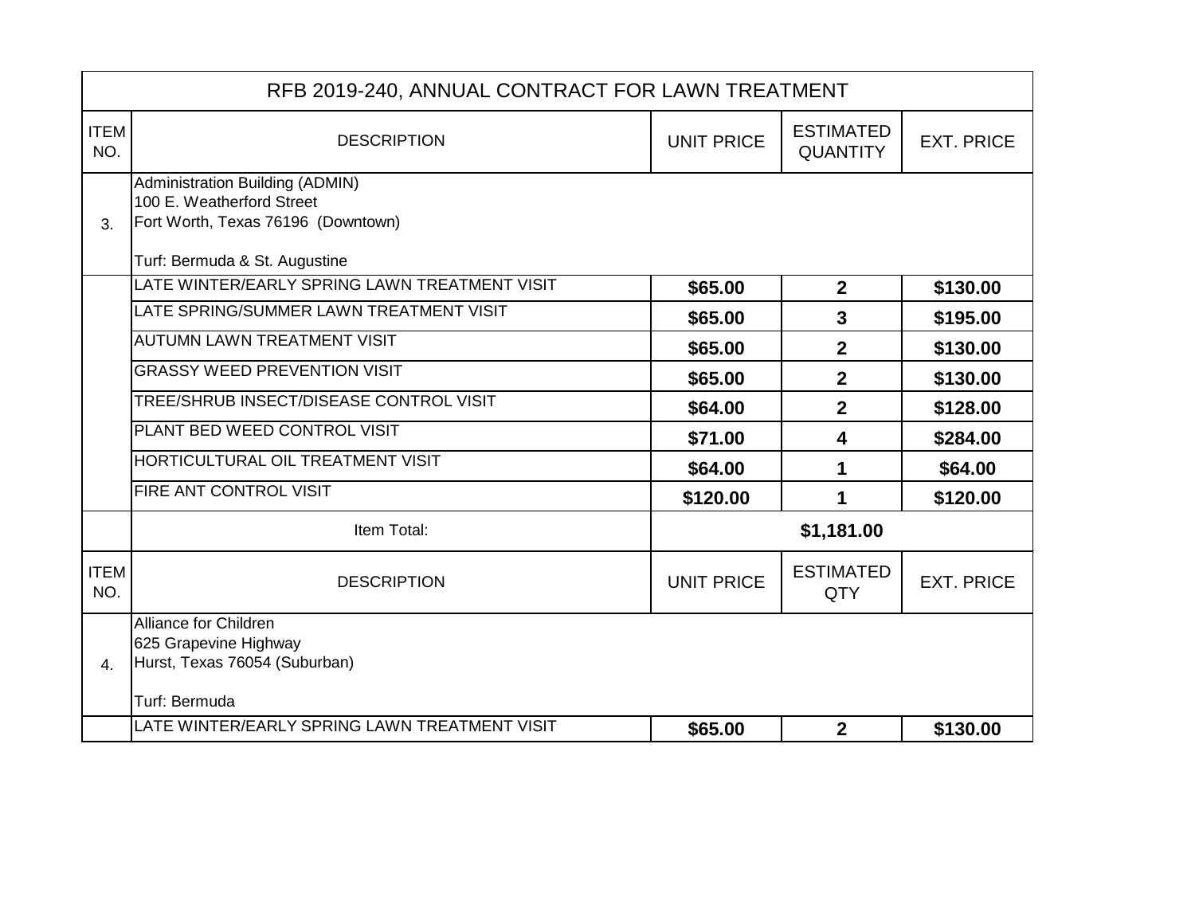| RFB 2019-240, ANNUAL CONTRACT FOR LAWN TREATMENT | | | | |
|---|---|---|---|---|
| ITEM NO. | DESCRIPTION | UNIT PRICE | ESTIMATED QUANTITY | EXT. PRICE |
| 3. | Administration Building (ADMIN)<br>100 E. Weatherford Street<br>Fort Worth, Texas 76196 (Downtown)<br><br>Turf: Bermuda & St. Augustine | | | |
| | LATE WINTER/EARLY SPRING LAWN TREATMENT VISIT | **$65.00** | **2** | **$130.00** |
| | LATE SPRING/SUMMER LAWN TREATMENT VISIT | **$65.00** | **3** | **$195.00** |
| | AUTUMN LAWN TREATMENT VISIT | **$65.00** | **2** | **$130.00** |
| | GRASSY WEED PREVENTION VISIT | **$65.00** | **2** | **$130.00** |
| | TREE/SHRUB INSECT/DISEASE CONTROL VISIT | **$64.00** | **2** | **$128.00** |
| | PLANT BED WEED CONTROL VISIT | **$71.00** | **4** | **$284.00** |
| | HORTICULTURAL OIL TREATMENT VISIT | **$64.00** | **1** | **$64.00** |
| | FIRE ANT CONTROL VISIT | **$120.00** | **1** | **$120.00** |
| | Item Total: | **$1,181.00** | | |
| ITEM NO. | DESCRIPTION | UNIT PRICE | ESTIMATED QTY | EXT. PRICE |
| 4. | Alliance for Children<br>625 Grapevine Highway<br>Hurst, Texas 76054 (Suburban)<br><br>Turf: Bermuda | | | |
| | LATE WINTER/EARLY SPRING LAWN TREATMENT VISIT | **$65.00** | **2** | **$130.00** |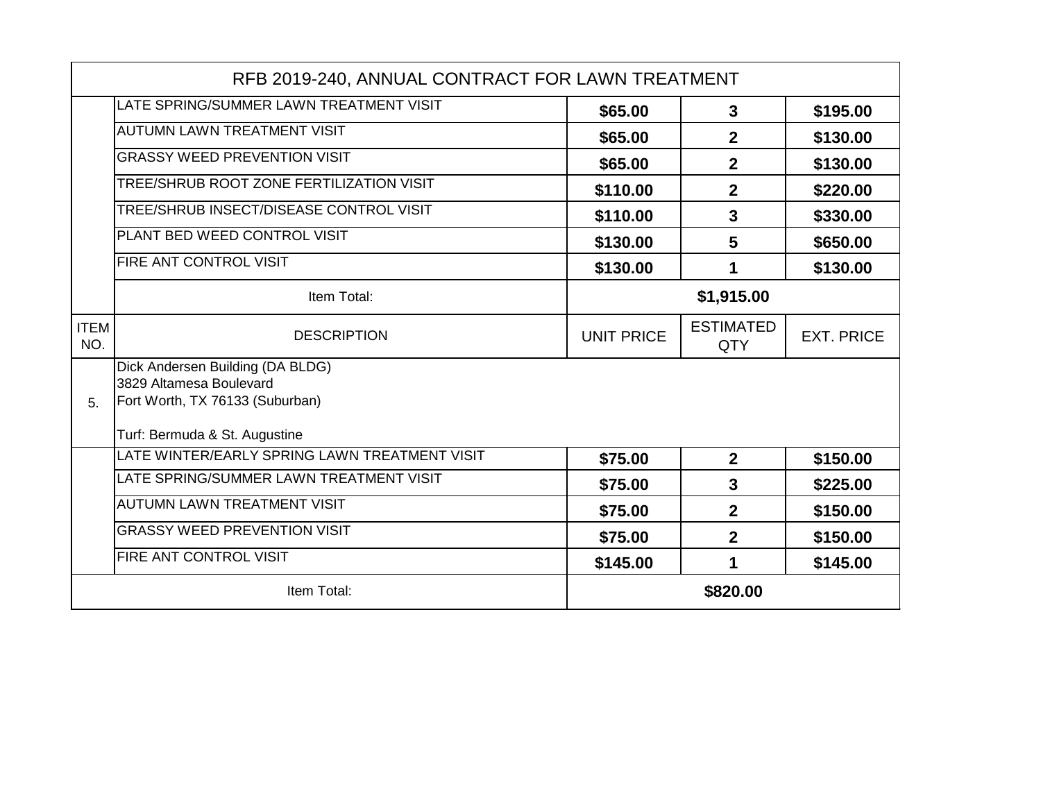RFB 2019-240, ANNUAL CONTRACT FOR LAWN TREATMENT

| ITEM NO. | DESCRIPTION | UNIT PRICE | ESTIMATED QTY | EXT. PRICE |
|---|---|---|---|---|
| | LATE SPRING/SUMMER LAWN TREATMENT VISIT | **$65.00** | **3** | **$195.00** |
| | AUTUMN LAWN TREATMENT VISIT | **$65.00** | **2** | **$130.00** |
| | GRASSY WEED PREVENTION VISIT | **$65.00** | **2** | **$130.00** |
| | TREE/SHRUB ROOT ZONE FERTILIZATION VISIT | **$110.00** | **2** | **$220.00** |
| | TREE/SHRUB INSECT/DISEASE CONTROL VISIT | **$110.00** | **3** | **$330.00** |
| | PLANT BED WEED CONTROL VISIT | **$130.00** | **5** | **$650.00** |
| | FIRE ANT CONTROL VISIT | **$130.00** | **1** | **$130.00** |
| | Item Total: | **$1,915.00** | | |
| ITEM NO. | DESCRIPTION | UNIT PRICE | ESTIMATED QTY | EXT. PRICE |
| 5. | Dick Andersen Building (DA BLDG)<br>3829 Altamesa Boulevard<br>Fort Worth, TX 76133 (Suburban)<br><br>Turf: Bermuda & St. Augustine | | | |
| | LATE WINTER/EARLY SPRING LAWN TREATMENT VISIT | **$75.00** | **2** | **$150.00** |
| | LATE SPRING/SUMMER LAWN TREATMENT VISIT | **$75.00** | **3** | **$225.00** |
| | AUTUMN LAWN TREATMENT VISIT | **$75.00** | **2** | **$150.00** |
| | GRASSY WEED PREVENTION VISIT | **$75.00** | **2** | **$150.00** |
| | FIRE ANT CONTROL VISIT | **$145.00** | **1** | **$145.00** |
| | Item Total: | **$820.00** | | |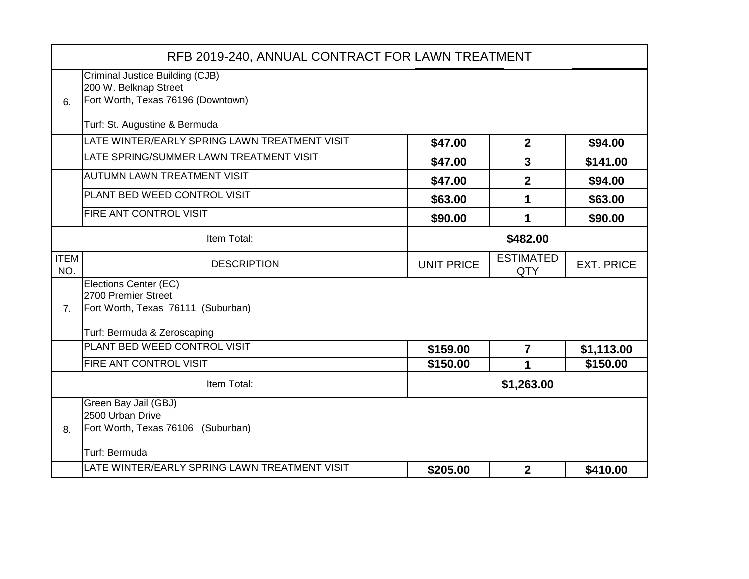| RFB 2019-240, ANNUAL CONTRACT FOR LAWN TREATMENT | | | | |
|---|---|---|---|---|
| 6. | Criminal Justice Building (CJB)<br>200 W. Belknap Street<br>Fort Worth, Texas 76196 (Downtown)<br><br>Turf: St. Augustine & Bermuda | | | |
| | LATE WINTER/EARLY SPRING LAWN TREATMENT VISIT | **$47.00** | **2** | **$94.00** |
| | LATE SPRING/SUMMER LAWN TREATMENT VISIT | **$47.00** | **3** | **$141.00** |
| | AUTUMN LAWN TREATMENT VISIT | **$47.00** | **2** | **$94.00** |
| | PLANT BED WEED CONTROL VISIT | **$63.00** | **1** | **$63.00** |
| | FIRE ANT CONTROL VISIT | **$90.00** | **1** | **$90.00** |
| | Item Total: | **$482.00** | | |
| ITEM NO. | DESCRIPTION | UNIT PRICE | ESTIMATED QTY | EXT. PRICE |
| 7. | Elections Center (EC)<br>2700 Premier Street<br>Fort Worth, Texas 76111 (Suburban)<br><br>Turf: Bermuda & Zeroscaping | | | |
| | PLANT BED WEED CONTROL VISIT | **$159.00** | **7** | **$1,113.00** |
| | FIRE ANT CONTROL VISIT | **$150.00** | **1** | **$150.00** |
| | Item Total: | **$1,263.00** | | |
| 8. | Green Bay Jail (GBJ)<br>2500 Urban Drive<br>Fort Worth, Texas 76106 (Suburban)<br><br>Turf: Bermuda | | | |
| | LATE WINTER/EARLY SPRING LAWN TREATMENT VISIT | **$205.00** | **2** | **$410.00** |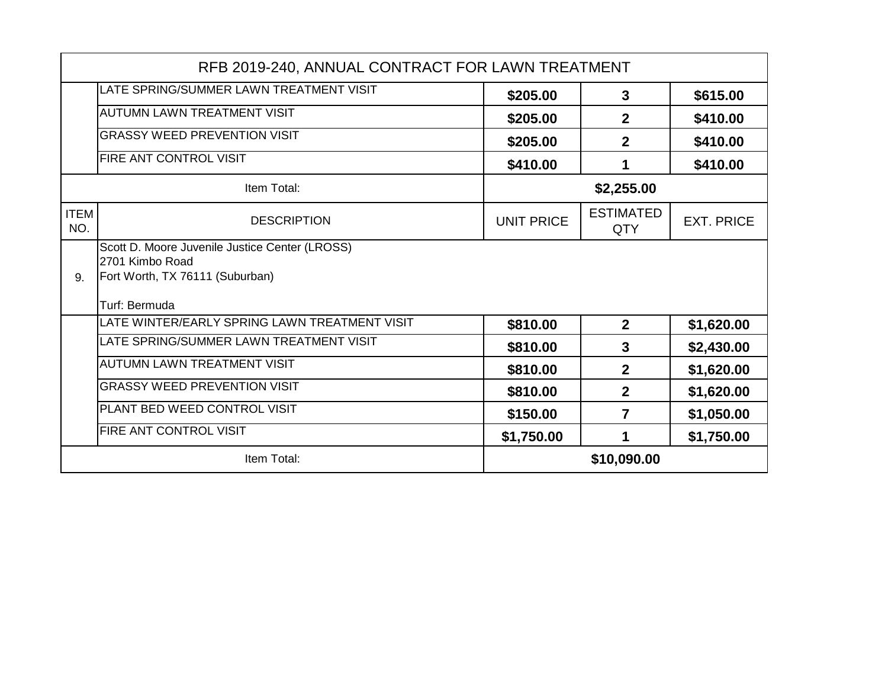| RFB 2019-240, ANNUAL CONTRACT FOR LAWN TREATMENT | | | | |
|---|---|---|---|---|
| | LATE SPRING/SUMMER LAWN TREATMENT VISIT | **$205.00** | **3** | **$615.00** |
| | AUTUMN LAWN TREATMENT VISIT | **$205.00** | **2** | **$410.00** |
| | GRASSY WEED PREVENTION VISIT | **$205.00** | **2** | **$410.00** |
| | FIRE ANT CONTROL VISIT | **$410.00** | **1** | **$410.00** |
| | Item Total: | **$2,255.00** | | |
| ITEM NO. | DESCRIPTION | UNIT PRICE | ESTIMATED QTY | EXT. PRICE |
| 9. | Scott D. Moore Juvenile Justice Center (LROSS)<br>2701 Kimbo Road<br>Fort Worth, TX 76111 (Suburban)<br><br>Turf: Bermuda | | | |
| | LATE WINTER/EARLY SPRING LAWN TREATMENT VISIT | **$810.00** | **2** | **$1,620.00** |
| | LATE SPRING/SUMMER LAWN TREATMENT VISIT | **$810.00** | **3** | **$2,430.00** |
| | AUTUMN LAWN TREATMENT VISIT | **$810.00** | **2** | **$1,620.00** |
| | GRASSY WEED PREVENTION VISIT | **$810.00** | **2** | **$1,620.00** |
| | PLANT BED WEED CONTROL VISIT | **$150.00** | **7** | **$1,050.00** |
| | FIRE ANT CONTROL VISIT | **$1,750.00** | **1** | **$1,750.00** |
| | Item Total: | **$10,090.00** | | |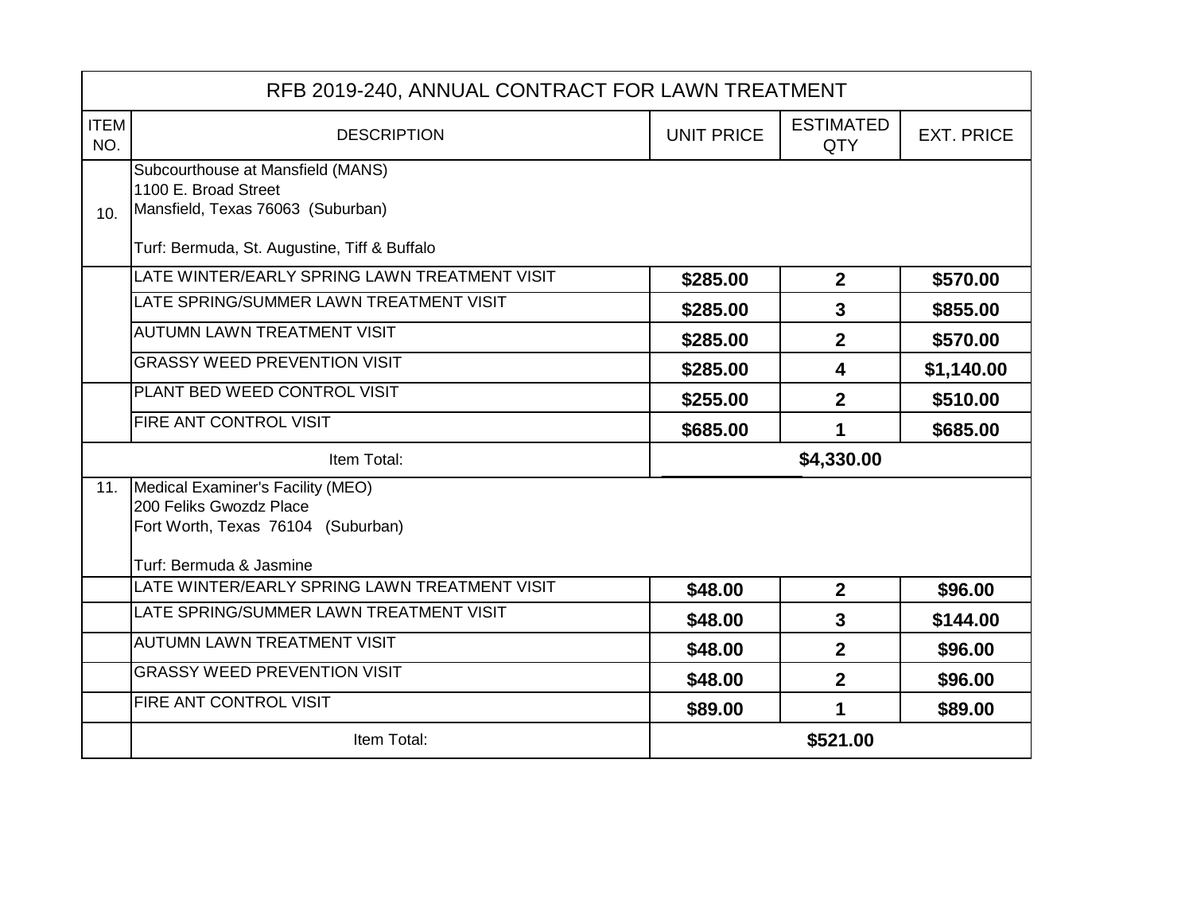| RFB 2019-240, ANNUAL CONTRACT FOR LAWN TREATMENT | | | | |
|---|---|---|---|---|
| ITEM NO. | DESCRIPTION | UNIT PRICE | ESTIMATED QTY | EXT. PRICE |
| 10. | Subcourthouse at Mansfield (MANS)<br>1100 E. Broad Street<br>Mansfield, Texas 76063 (Suburban)<br><br>Turf: Bermuda, St. Augustine, Tiff & Buffalo | | | |
| | LATE WINTER/EARLY SPRING LAWN TREATMENT VISIT | **$285.00** | **2** | **$570.00** |
| | LATE SPRING/SUMMER LAWN TREATMENT VISIT | **$285.00** | **3** | **$855.00** |
| | AUTUMN LAWN TREATMENT VISIT | **$285.00** | **2** | **$570.00** |
| | GRASSY WEED PREVENTION VISIT | **$285.00** | **4** | **$1,140.00** |
| | PLANT BED WEED CONTROL VISIT | **$255.00** | **2** | **$510.00** |
| | FIRE ANT CONTROL VISIT | **$685.00** | **1** | **$685.00** |
| | Item Total: | | **$4,330.00** | |
| 11. | Medical Examiner's Facility (MEO)<br>200 Feliks Gwozdz Place<br>Fort Worth, Texas 76104 (Suburban)<br><br>Turf: Bermuda & Jasmine | | | |
| | LATE WINTER/EARLY SPRING LAWN TREATMENT VISIT | **$48.00** | **2** | **$96.00** |
| | LATE SPRING/SUMMER LAWN TREATMENT VISIT | **$48.00** | **3** | **$144.00** |
| | AUTUMN LAWN TREATMENT VISIT | **$48.00** | **2** | **$96.00** |
| | GRASSY WEED PREVENTION VISIT | **$48.00** | **2** | **$96.00** |
| | FIRE ANT CONTROL VISIT | **$89.00** | **1** | **$89.00** |
| | Item Total: | | **$521.00** | |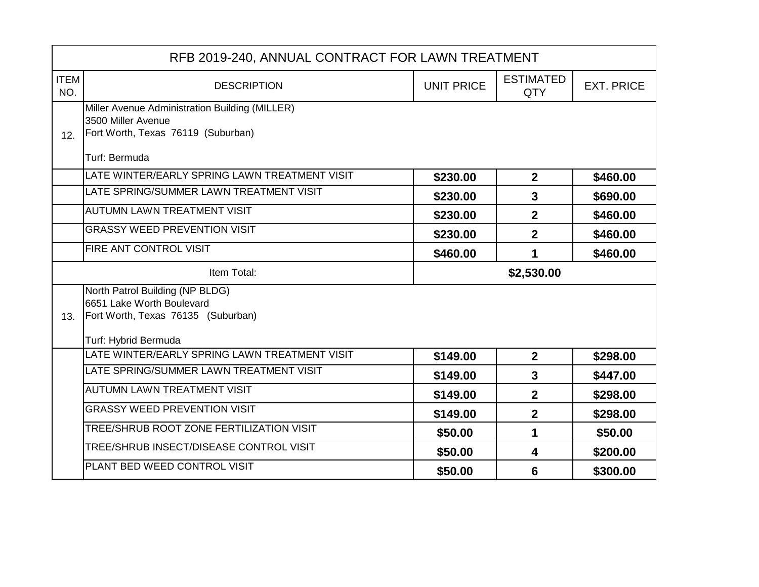| RFB 2019-240, ANNUAL CONTRACT FOR LAWN TREATMENT | | | | |
|---|---|---|---|---|
| ITEM NO. | DESCRIPTION | UNIT PRICE | ESTIMATED QTY | EXT. PRICE |
| 12. | Miller Avenue Administration Building (MILLER)<br>3500 Miller Avenue<br>Fort Worth, Texas 76119 (Suburban)<br><br>Turf: Bermuda | | | |
| | LATE WINTER/EARLY SPRING LAWN TREATMENT VISIT | **$230.00** | **2** | **$460.00** |
| | LATE SPRING/SUMMER LAWN TREATMENT VISIT | **$230.00** | **3** | **$690.00** |
| | AUTUMN LAWN TREATMENT VISIT | **$230.00** | **2** | **$460.00** |
| | GRASSY WEED PREVENTION VISIT | **$230.00** | **2** | **$460.00** |
| | FIRE ANT CONTROL VISIT | **$460.00** | **1** | **$460.00** |
| | Item Total: | **$2,530.00** | | |
| 13. | North Patrol Building (NP BLDG)<br>6651 Lake Worth Boulevard<br>Fort Worth, Texas 76135 (Suburban)<br><br>Turf: Hybrid Bermuda | | | |
| | LATE WINTER/EARLY SPRING LAWN TREATMENT VISIT | **$149.00** | **2** | **$298.00** |
| | LATE SPRING/SUMMER LAWN TREATMENT VISIT | **$149.00** | **3** | **$447.00** |
| | AUTUMN LAWN TREATMENT VISIT | **$149.00** | **2** | **$298.00** |
| | GRASSY WEED PREVENTION VISIT | **$149.00** | **2** | **$298.00** |
| | TREE/SHRUB ROOT ZONE FERTILIZATION VISIT | **$50.00** | **1** | **$50.00** |
| | TREE/SHRUB INSECT/DISEASE CONTROL VISIT | **$50.00** | **4** | **$200.00** |
| | PLANT BED WEED CONTROL VISIT | **$50.00** | **6** | **$300.00** |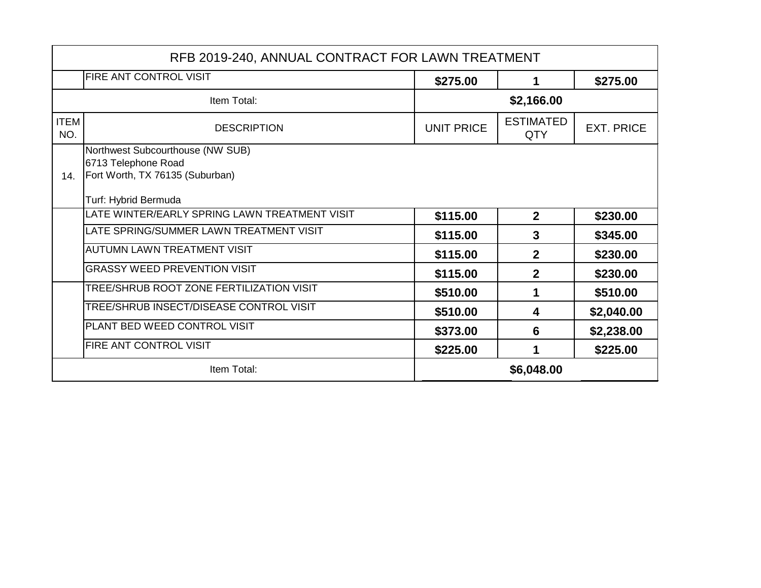| RFB 2019-240, ANNUAL CONTRACT FOR LAWN TREATMENT | | | | |
|---|---|---|---|---|
| | FIRE ANT CONTROL VISIT | **$275.00** | **1** | **$275.00** |
| Item Total: | | **$2,166.00** | | |
| ITEM NO. | DESCRIPTION | UNIT PRICE | ESTIMATED QTY | EXT. PRICE |
| 14. | Northwest Subcourthouse (NW SUB)<br>6713 Telephone Road<br>Fort Worth, TX 76135 (Suburban)<br><br>Turf: Hybrid Bermuda | | | |
| | LATE WINTER/EARLY SPRING LAWN TREATMENT VISIT | **$115.00** | **2** | **$230.00** |
| | LATE SPRING/SUMMER LAWN TREATMENT VISIT | **$115.00** | **3** | **$345.00** |
| | AUTUMN LAWN TREATMENT VISIT | **$115.00** | **2** | **$230.00** |
| | GRASSY WEED PREVENTION VISIT | **$115.00** | **2** | **$230.00** |
| | TREE/SHRUB ROOT ZONE FERTILIZATION VISIT | **$510.00** | **1** | **$510.00** |
| | TREE/SHRUB INSECT/DISEASE CONTROL VISIT | **$510.00** | **4** | **$2,040.00** |
| | PLANT BED WEED CONTROL VISIT | **$373.00** | **6** | **$2,238.00** |
| | FIRE ANT CONTROL VISIT | **$225.00** | **1** | **$225.00** |
| Item Total: | | **$6,048.00** | | |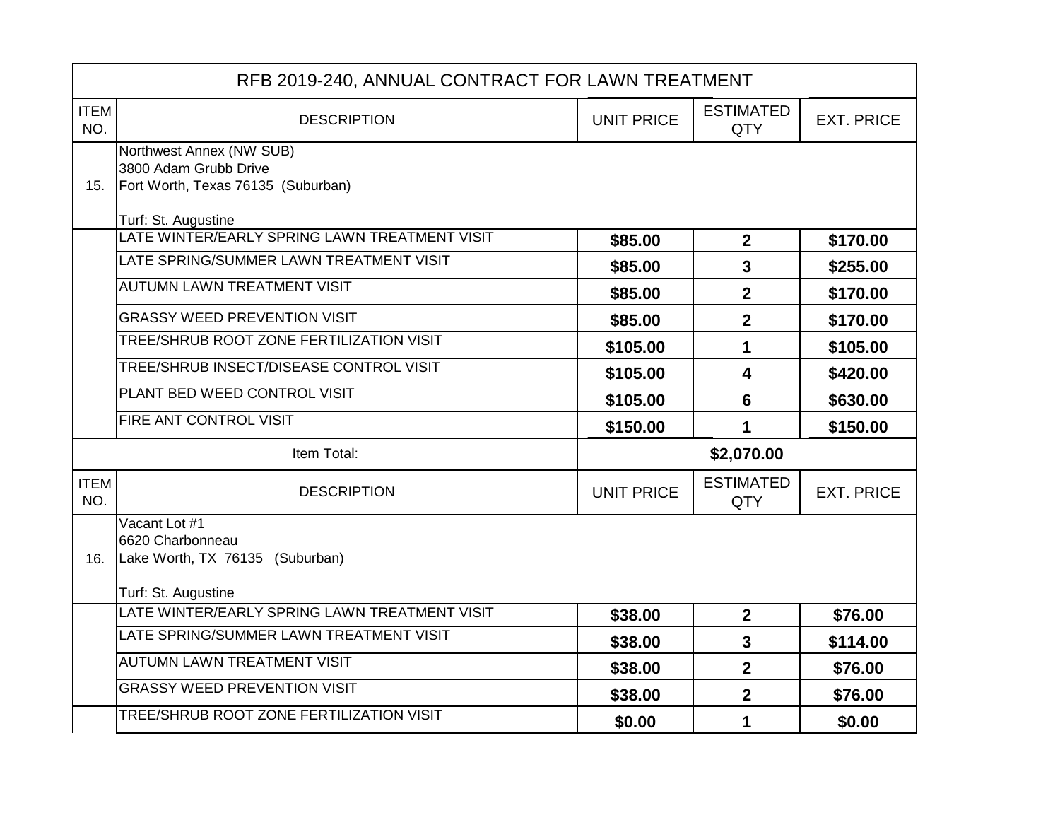| RFB 2019-240, ANNUAL CONTRACT FOR LAWN TREATMENT | | | | |
|---|---|---|---|---|
| ITEM NO. | DESCRIPTION | UNIT PRICE | ESTIMATED QTY | EXT. PRICE |
| 15. | Northwest Annex (NW SUB)<br>3800 Adam Grubb Drive<br>Fort Worth, Texas 76135 (Suburban)<br><br>Turf: St. Augustine | | | |
| | LATE WINTER/EARLY SPRING LAWN TREATMENT VISIT | **$85.00** | **2** | **$170.00** |
| | LATE SPRING/SUMMER LAWN TREATMENT VISIT | **$85.00** | **3** | **$255.00** |
| | AUTUMN LAWN TREATMENT VISIT | **$85.00** | **2** | **$170.00** |
| | GRASSY WEED PREVENTION VISIT | **$85.00** | **2** | **$170.00** |
| | TREE/SHRUB ROOT ZONE FERTILIZATION VISIT | **$105.00** | **1** | **$105.00** |
| | TREE/SHRUB INSECT/DISEASE CONTROL VISIT | **$105.00** | **4** | **$420.00** |
| | PLANT BED WEED CONTROL VISIT | **$105.00** | **6** | **$630.00** |
| | FIRE ANT CONTROL VISIT | **$150.00** | **1** | **$150.00** |
| | Item Total: | **$2,070.00** | | |
| ITEM NO. | DESCRIPTION | UNIT PRICE | ESTIMATED QTY | EXT. PRICE |
| 16. | Vacant Lot #1<br>6620 Charbonneau<br>Lake Worth, TX 76135 (Suburban)<br><br>Turf: St. Augustine | | | |
| | LATE WINTER/EARLY SPRING LAWN TREATMENT VISIT | **$38.00** | **2** | **$76.00** |
| | LATE SPRING/SUMMER LAWN TREATMENT VISIT | **$38.00** | **3** | **$114.00** |
| | AUTUMN LAWN TREATMENT VISIT | **$38.00** | **2** | **$76.00** |
| | GRASSY WEED PREVENTION VISIT | **$38.00** | **2** | **$76.00** |
| | TREE/SHRUB ROOT ZONE FERTILIZATION VISIT | **$0.00** | **1** | **$0.00** |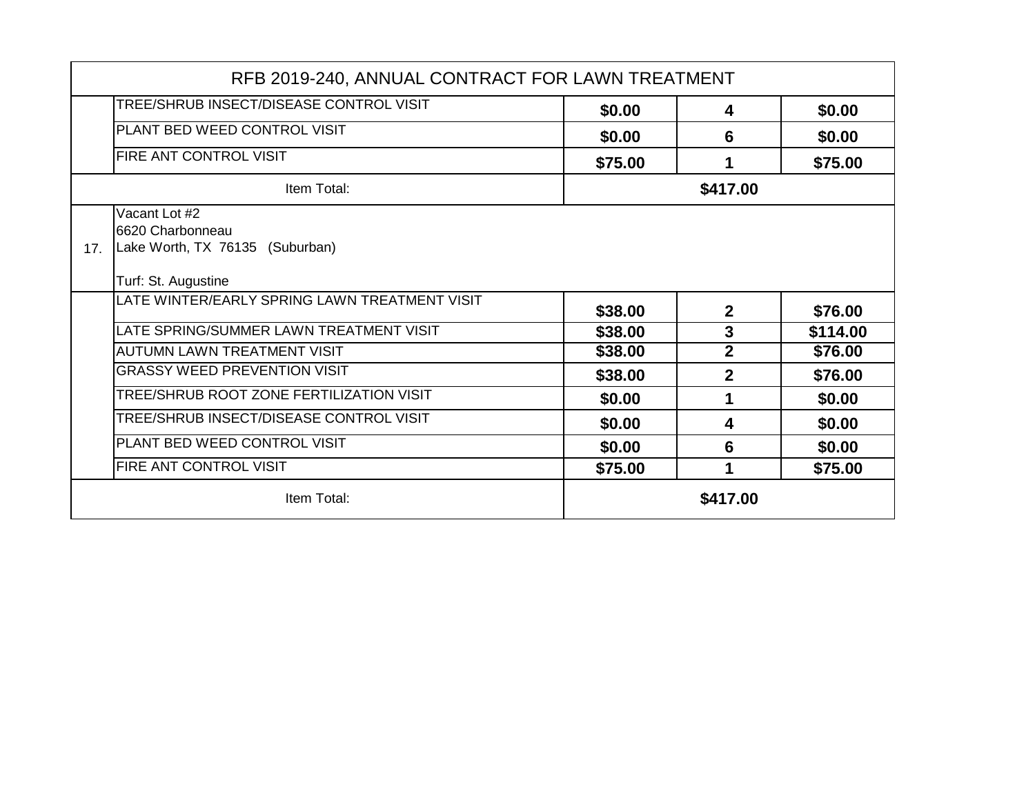| RFB 2019-240, ANNUAL CONTRACT FOR LAWN TREATMENT | | | | |
|---|---|---|---|---|
| | TREE/SHRUB INSECT/DISEASE CONTROL VISIT | **$0.00** | **4** | **$0.00** |
| | PLANT BED WEED CONTROL VISIT | **$0.00** | **6** | **$0.00** |
| | FIRE ANT CONTROL VISIT | **$75.00** | **1** | **$75.00** |
| Item Total: | | **$417.00** | | |
| 17. | Vacant Lot #2<br>6620 Charbonneau<br>Lake Worth, TX 76135 (Suburban)<br><br>Turf: St. Augustine | | | |
| | LATE WINTER/EARLY SPRING LAWN TREATMENT VISIT | **$38.00** | **2** | **$76.00** |
| | LATE SPRING/SUMMER LAWN TREATMENT VISIT | **$38.00** | **3** | **$114.00** |
| | AUTUMN LAWN TREATMENT VISIT | **$38.00** | **2** | **$76.00** |
| | GRASSY WEED PREVENTION VISIT | **$38.00** | **2** | **$76.00** |
| | TREE/SHRUB ROOT ZONE FERTILIZATION VISIT | **$0.00** | **1** | **$0.00** |
| | TREE/SHRUB INSECT/DISEASE CONTROL VISIT | **$0.00** | **4** | **$0.00** |
| | PLANT BED WEED CONTROL VISIT | **$0.00** | **6** | **$0.00** |
| | FIRE ANT CONTROL VISIT | **$75.00** | **1** | **$75.00** |
| Item Total: | | **$417.00** | | |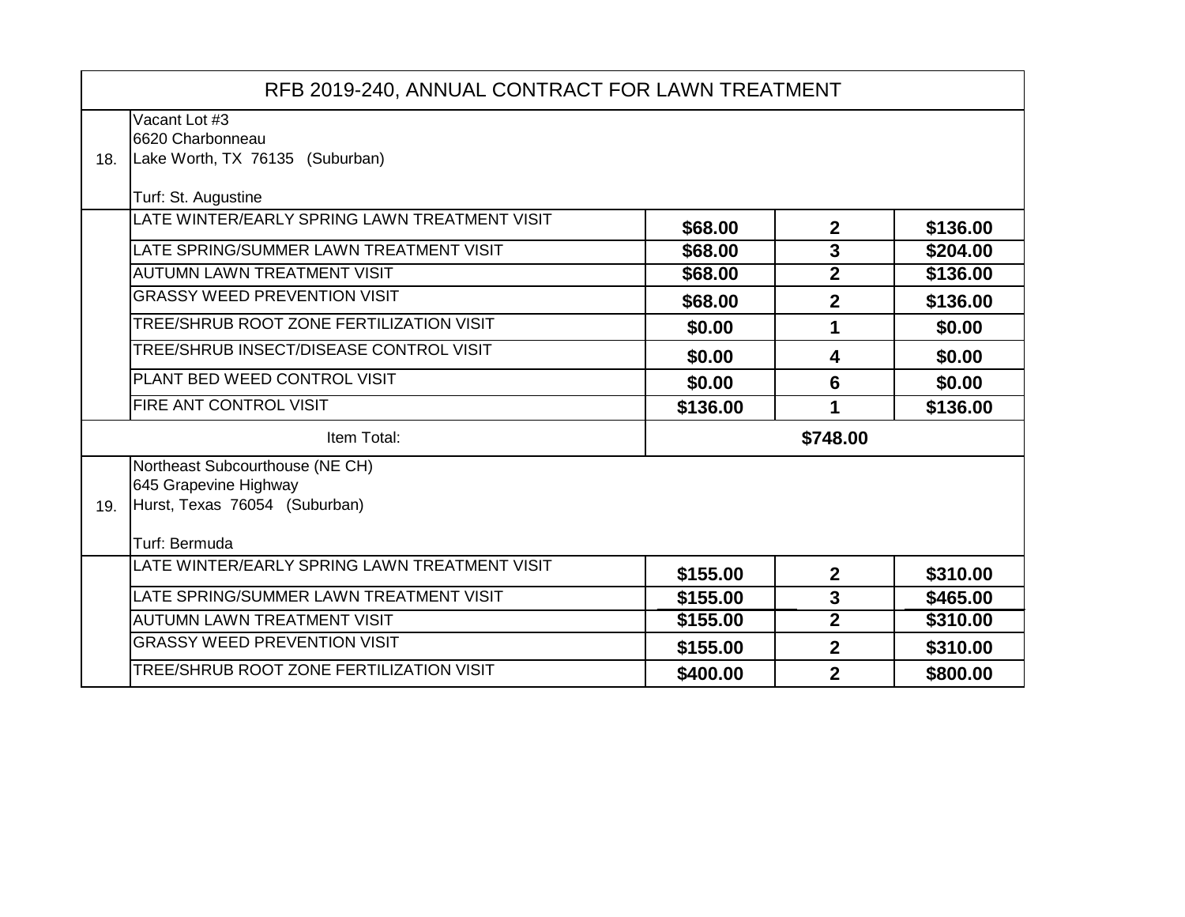| RFB 2019-240, ANNUAL CONTRACT FOR LAWN TREATMENT | | | | |
|---|---|---|---|---|
| 18. | Vacant Lot #3<br>6620 Charbonneau<br>Lake Worth, TX 76135 (Suburban)<br><br>Turf: St. Augustine | | | |
| | LATE WINTER/EARLY SPRING LAWN TREATMENT VISIT | **$68.00** | **2** | **$136.00** |
| | LATE SPRING/SUMMER LAWN TREATMENT VISIT | **$68.00** | **3** | **$204.00** |
| | AUTUMN LAWN TREATMENT VISIT | **$68.00** | **2** | **$136.00** |
| | GRASSY WEED PREVENTION VISIT | **$68.00** | **2** | **$136.00** |
| | TREE/SHRUB ROOT ZONE FERTILIZATION VISIT | **$0.00** | **1** | **$0.00** |
| | TREE/SHRUB INSECT/DISEASE CONTROL VISIT | **$0.00** | **4** | **$0.00** |
| | PLANT BED WEED CONTROL VISIT | **$0.00** | **6** | **$0.00** |
| | FIRE ANT CONTROL VISIT | **$136.00** | **1** | **$136.00** |
| | Item Total: | **$748.00** | | |
| 19. | Northeast Subcourthouse (NE CH)<br>645 Grapevine Highway<br>Hurst, Texas 76054 (Suburban)<br><br>Turf: Bermuda | | | |
| | LATE WINTER/EARLY SPRING LAWN TREATMENT VISIT | **$155.00** | **2** | **$310.00** |
| | LATE SPRING/SUMMER LAWN TREATMENT VISIT | **$155.00** | **3** | **$465.00** |
| | AUTUMN LAWN TREATMENT VISIT | **$155.00** | **2** | **$310.00** |
| | GRASSY WEED PREVENTION VISIT | **$155.00** | **2** | **$310.00** |
| | TREE/SHRUB ROOT ZONE FERTILIZATION VISIT | **$400.00** | **2** | **$800.00** |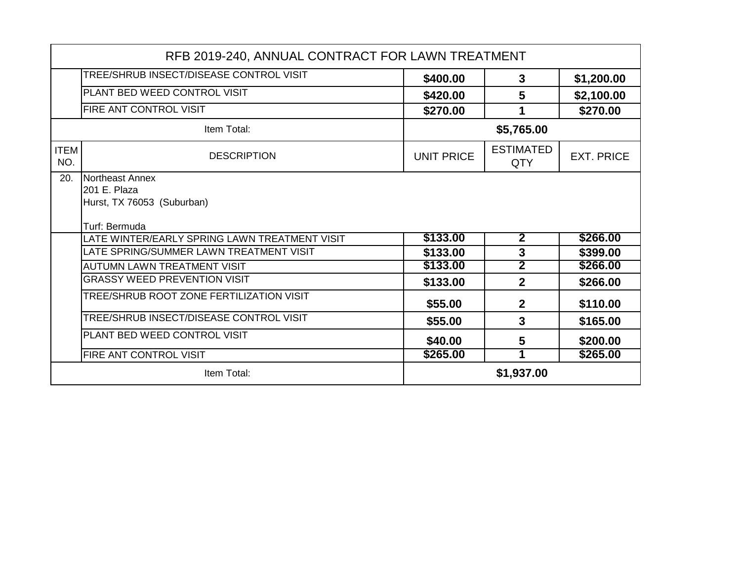| RFB 2019-240, ANNUAL CONTRACT FOR LAWN TREATMENT | | | | |
|---|---|---|---|---|
| | TREE/SHRUB INSECT/DISEASE CONTROL VISIT | **\$400.00** | **3** | **\$1,200.00** |
| | PLANT BED WEED CONTROL VISIT | **\$420.00** | **5** | **\$2,100.00** |
| | FIRE ANT CONTROL VISIT | **\$270.00** | **1** | **\$270.00** |
| Item Total: | | **\$5,765.00** | | |
| ITEM NO. | DESCRIPTION | UNIT PRICE | ESTIMATED QTY | EXT. PRICE |
| 20. | Northeast Annex<br>201 E. Plaza<br>Hurst, TX 76053 (Suburban)<br><br>Turf: Bermuda | | | |
| | LATE WINTER/EARLY SPRING LAWN TREATMENT VISIT | **\$133.00** | **2** | **\$266.00** |
| | LATE SPRING/SUMMER LAWN TREATMENT VISIT | **\$133.00** | **3** | **\$399.00** |
| | AUTUMN LAWN TREATMENT VISIT | **\$133.00** | **2** | **\$266.00** |
| | GRASSY WEED PREVENTION VISIT | **\$133.00** | **2** | **\$266.00** |
| | TREE/SHRUB ROOT ZONE FERTILIZATION VISIT | **\$55.00** | **2** | **\$110.00** |
| | TREE/SHRUB INSECT/DISEASE CONTROL VISIT | **\$55.00** | **3** | **\$165.00** |
| | PLANT BED WEED CONTROL VISIT | **\$40.00** | **5** | **\$200.00** |
| | FIRE ANT CONTROL VISIT | **\$265.00** | **1** | **\$265.00** |
| Item Total: | | **\$1,937.00** | | |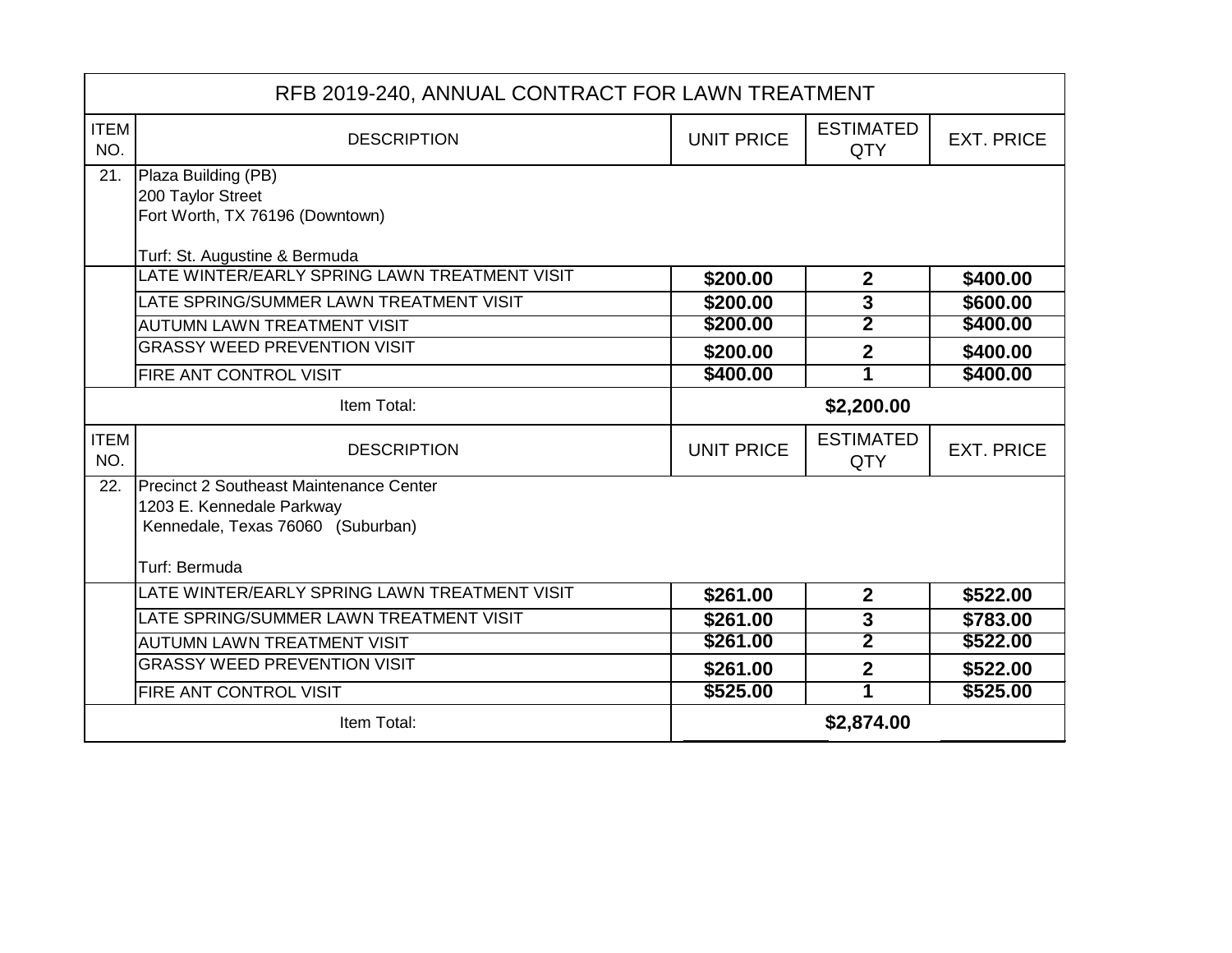| RFB 2019-240, ANNUAL CONTRACT FOR LAWN TREATMENT | | | | |
|---|---|---|---|---|
| ITEM NO. | DESCRIPTION | UNIT PRICE | ESTIMATED QTY | EXT. PRICE |
| 21. | Plaza Building (PB)<br>200 Taylor Street<br>Fort Worth, TX 76196 (Downtown)<br><br>Turf: St. Augustine & Bermuda | | | |
| | LATE WINTER/EARLY SPRING LAWN TREATMENT VISIT | **$200.00** | **2** | **$400.00** |
| | LATE SPRING/SUMMER LAWN TREATMENT VISIT | **$200.00** | **3** | **$600.00** |
| | AUTUMN LAWN TREATMENT VISIT | **$200.00** | **2** | **$400.00** |
| | GRASSY WEED PREVENTION VISIT | **$200.00** | **2** | **$400.00** |
| | FIRE ANT CONTROL VISIT | **$400.00** | **1** | **$400.00** |
| | Item Total: | | **$2,200.00** | |
| ITEM NO. | DESCRIPTION | UNIT PRICE | ESTIMATED QTY | EXT. PRICE |
| 22. | Precinct 2 Southeast Maintenance Center<br>1203 E. Kennedale Parkway<br>Kennedale, Texas 76060 (Suburban)<br><br>Turf: Bermuda | | | |
| | LATE WINTER/EARLY SPRING LAWN TREATMENT VISIT | **$261.00** | **2** | **$522.00** |
| | LATE SPRING/SUMMER LAWN TREATMENT VISIT | **$261.00** | **3** | **$783.00** |
| | AUTUMN LAWN TREATMENT VISIT | **$261.00** | **2** | **$522.00** |
| | GRASSY WEED PREVENTION VISIT | **$261.00** | **2** | **$522.00** |
| | FIRE ANT CONTROL VISIT | **$525.00** | **1** | **$525.00** |
| | Item Total: | | **$2,874.00** | |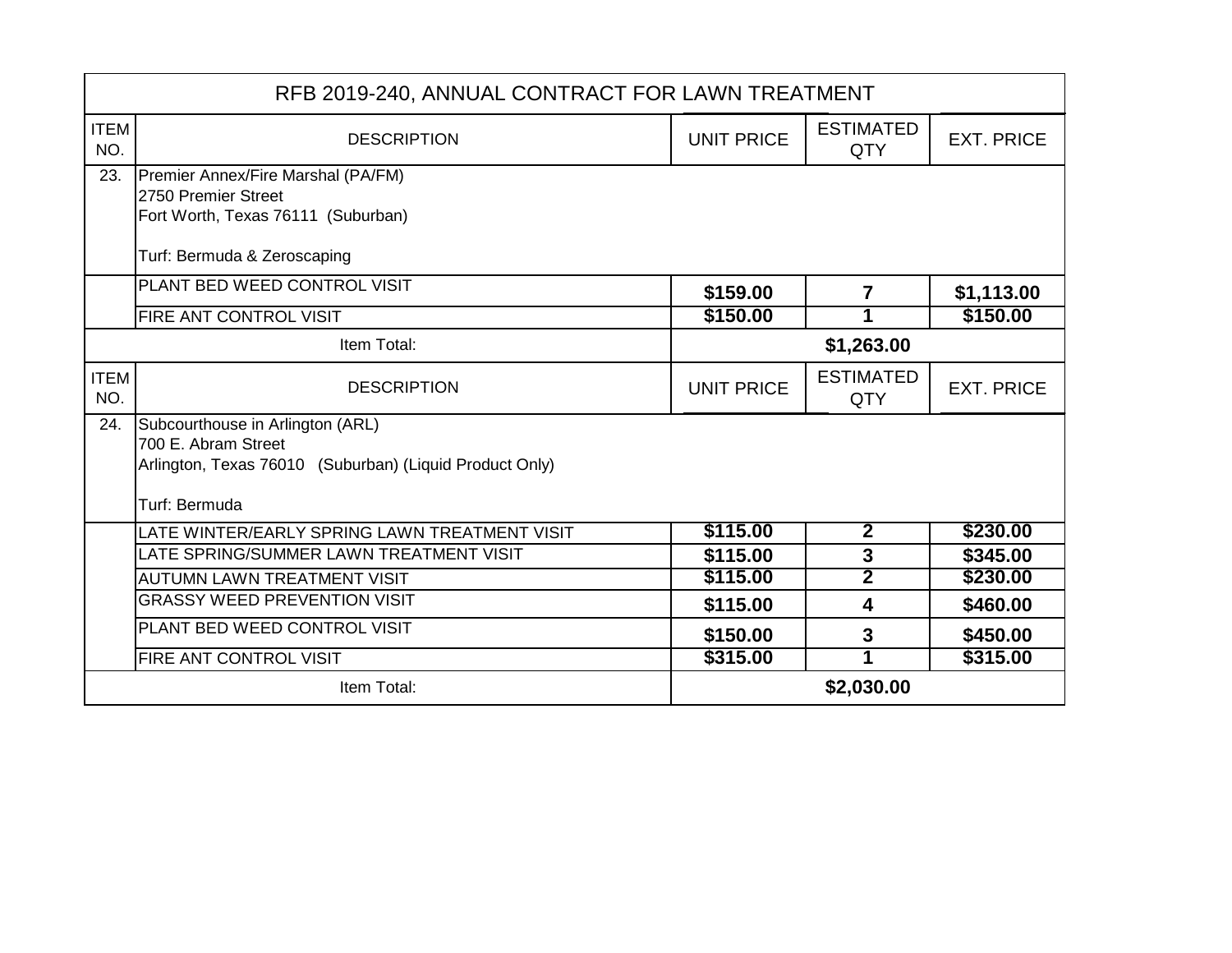| RFB 2019-240, ANNUAL CONTRACT FOR LAWN TREATMENT | | | | |
|---|---|---|---|---|
| ITEM NO. | DESCRIPTION | UNIT PRICE | ESTIMATED QTY | EXT. PRICE |
| 23. | Premier Annex/Fire Marshal (PA/FM)<br>2750 Premier Street<br>Fort Worth, Texas 76111 (Suburban)<br><br>Turf: Bermuda & Zeroscaping | | | |
| | PLANT BED WEED CONTROL VISIT | **$159.00** | **7** | **$1,113.00** |
| | FIRE ANT CONTROL VISIT | **$150.00** | **1** | **$150.00** |
| Item Total: | | **$1,263.00** | | |
| ITEM NO. | DESCRIPTION | UNIT PRICE | ESTIMATED QTY | EXT. PRICE |
| 24. | Subcourthouse in Arlington (ARL)<br>700 E. Abram Street<br>Arlington, Texas 76010 (Suburban) (Liquid Product Only)<br><br>Turf: Bermuda | | | |
| | LATE WINTER/EARLY SPRING LAWN TREATMENT VISIT | **$115.00** | **2** | **$230.00** |
| | LATE SPRING/SUMMER LAWN TREATMENT VISIT | **$115.00** | **3** | **$345.00** |
| | AUTUMN LAWN TREATMENT VISIT | **$115.00** | **2** | **$230.00** |
| | GRASSY WEED PREVENTION VISIT | **$115.00** | **4** | **$460.00** |
| | PLANT BED WEED CONTROL VISIT | **$150.00** | **3** | **$450.00** |
| | FIRE ANT CONTROL VISIT | **$315.00** | **1** | **$315.00** |
| Item Total: | | **$2,030.00** | | |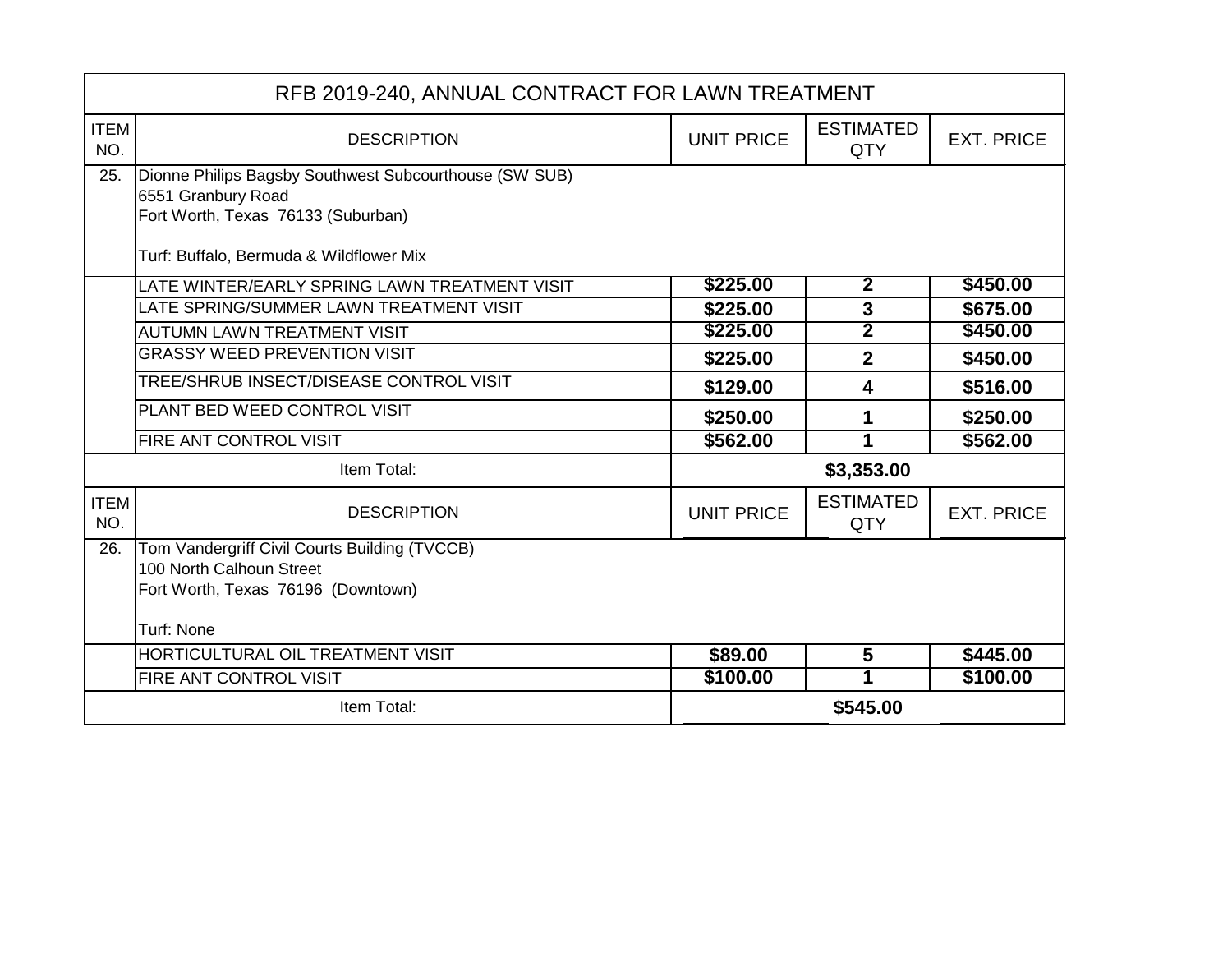| RFB 2019-240, ANNUAL CONTRACT FOR LAWN TREATMENT | | | | |
|---|---|---|---|---|
| ITEM NO. | DESCRIPTION | UNIT PRICE | ESTIMATED QTY | EXT. PRICE |
| 25. | Dionne Philips Bagsby Southwest Subcourthouse (SW SUB)<br>6551 Granbury Road<br>Fort Worth, Texas 76133 (Suburban)<br><br>Turf: Buffalo, Bermuda & Wildflower Mix | | | |
| | LATE WINTER/EARLY SPRING LAWN TREATMENT VISIT | **$225.00** | **2** | **$450.00** |
| | LATE SPRING/SUMMER LAWN TREATMENT VISIT | **$225.00** | **3** | **$675.00** |
| | AUTUMN LAWN TREATMENT VISIT | **$225.00** | **2** | **$450.00** |
| | GRASSY WEED PREVENTION VISIT | **$225.00** | **2** | **$450.00** |
| | TREE/SHRUB INSECT/DISEASE CONTROL VISIT | **$129.00** | **4** | **$516.00** |
| | PLANT BED WEED CONTROL VISIT | **$250.00** | **1** | **$250.00** |
| | FIRE ANT CONTROL VISIT | **$562.00** | **1** | **$562.00** |
| | Item Total: | | **$3,353.00** | |
| ITEM NO. | DESCRIPTION | UNIT PRICE | ESTIMATED QTY | EXT. PRICE |
| 26. | Tom Vandergriff Civil Courts Building (TVCCB)<br>100 North Calhoun Street<br>Fort Worth, Texas 76196 (Downtown)<br><br>Turf: None | | | |
| | HORTICULTURAL OIL TREATMENT VISIT | **$89.00** | **5** | **$445.00** |
| | FIRE ANT CONTROL VISIT | **$100.00** | **1** | **$100.00** |
| | Item Total: | | **$545.00** | |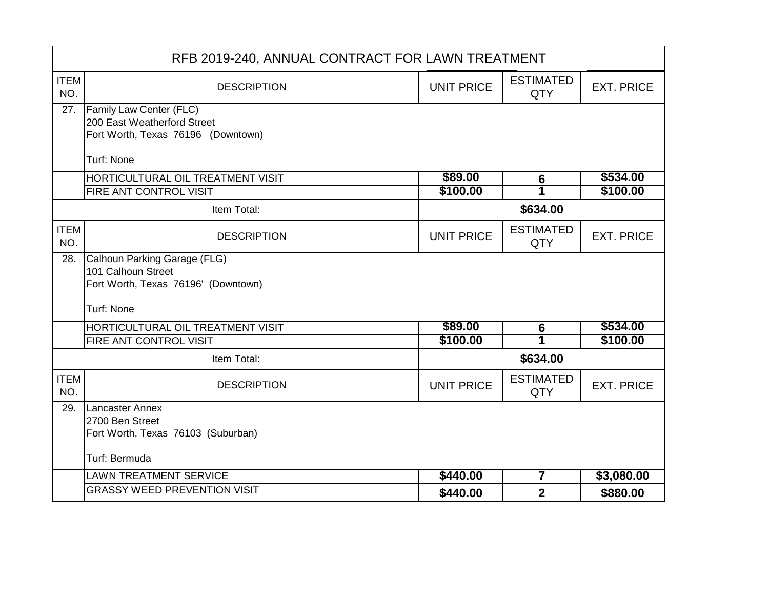| RFB 2019-240, ANNUAL CONTRACT FOR LAWN TREATMENT | | | | |
|---|---|---|---|---|
| ITEM NO. | DESCRIPTION | UNIT PRICE | ESTIMATED QTY | EXT. PRICE |
| 27. | Family Law Center (FLC)<br>200 East Weatherford Street<br>Fort Worth, Texas 76196 (Downtown)<br><br>Turf: None | | | |
| | HORTICULTURAL OIL TREATMENT VISIT | **$89.00** | **6** | **$534.00** |
| | FIRE ANT CONTROL VISIT | **$100.00** | **1** | **$100.00** |
| | Item Total: | | **$634.00** | |
| ITEM NO. | DESCRIPTION | UNIT PRICE | ESTIMATED QTY | EXT. PRICE |
| 28. | Calhoun Parking Garage (FLG)<br>101 Calhoun Street<br>Fort Worth, Texas 76196' (Downtown)<br><br>Turf: None | | | |
| | HORTICULTURAL OIL TREATMENT VISIT | **$89.00** | **6** | **$534.00** |
| | FIRE ANT CONTROL VISIT | **$100.00** | **1** | **$100.00** |
| | Item Total: | | **$634.00** | |
| ITEM NO. | DESCRIPTION | UNIT PRICE | ESTIMATED QTY | EXT. PRICE |
| 29. | Lancaster Annex<br>2700 Ben Street<br>Fort Worth, Texas 76103 (Suburban)<br><br>Turf: Bermuda | | | |
| | LAWN TREATMENT SERVICE | **$440.00** | **7** | **$3,080.00** |
| | GRASSY WEED PREVENTION VISIT | **$440.00** | **2** | **$880.00** |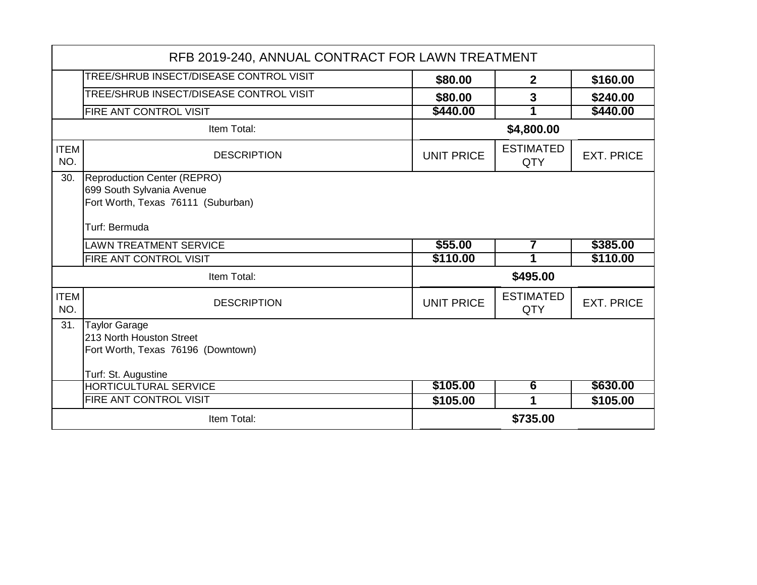# RFB 2019-240, ANNUAL CONTRACT FOR LAWN TREATMENT

| ITEM NO. | DESCRIPTION | UNIT PRICE | ESTIMATED QTY | EXT. PRICE |
|---|---|---|---|---|
| | TREE/SHRUB INSECT/DISEASE CONTROL VISIT | **$80.00** | **2** | **$160.00** |
| | TREE/SHRUB INSECT/DISEASE CONTROL VISIT | **$80.00** | **3** | **$240.00** |
| | FIRE ANT CONTROL VISIT | **$440.00** | **1** | **$440.00** |
| | Item Total: | | **$4,800.00** | |

| ITEM NO. | DESCRIPTION | UNIT PRICE | ESTIMATED QTY | EXT. PRICE |
|---|---|---|---|---|
| 30. | Reproduction Center (REPRO)<br>699 South Sylvania Avenue<br>Fort Worth, Texas 76111 (Suburban)<br><br>Turf: Bermuda | | | |
| | LAWN TREATMENT SERVICE | **$55.00** | **7** | **$385.00** |
| | FIRE ANT CONTROL VISIT | **$110.00** | **1** | **$110.00** |
| | Item Total: | | **$495.00** | |

| ITEM NO. | DESCRIPTION | UNIT PRICE | ESTIMATED QTY | EXT. PRICE |
|---|---|---|---|---|
| 31. | Taylor Garage<br>213 North Houston Street<br>Fort Worth, Texas 76196 (Downtown)<br><br>Turf: St. Augustine | | | |
| | HORTICULTURAL SERVICE | **$105.00** | **6** | **$630.00** |
| | FIRE ANT CONTROL VISIT | **$105.00** | **1** | **$105.00** |
| | Item Total: | | **$735.00** | |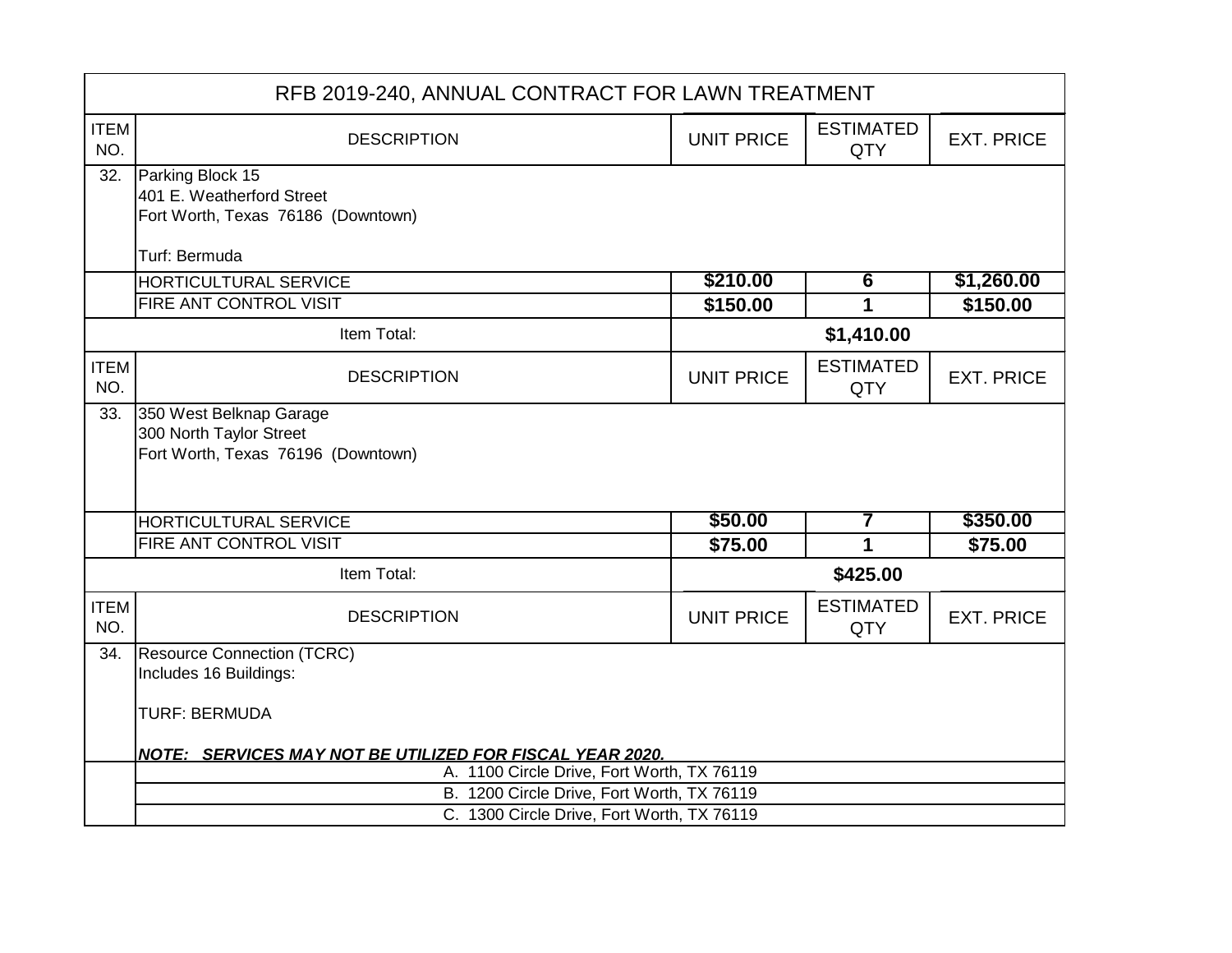| RFB 2019-240, ANNUAL CONTRACT FOR LAWN TREATMENT | | | | |
|---|---|---|---|---|
| ITEM NO. | DESCRIPTION | UNIT PRICE | ESTIMATED QTY | EXT. PRICE |
| 32. | Parking Block 15<br>401 E. Weatherford Street<br>Fort Worth, Texas 76186 (Downtown)<br><br>Turf: Bermuda | | | |
| | HORTICULTURAL SERVICE | **$210.00** | **6** | **$1,260.00** |
| | FIRE ANT CONTROL VISIT | **$150.00** | **1** | **$150.00** |
| | Item Total: | | **$1,410.00** | |
| ITEM NO. | DESCRIPTION | UNIT PRICE | ESTIMATED QTY | EXT. PRICE |
| 33. | 350 West Belknap Garage<br>300 North Taylor Street<br>Fort Worth, Texas 76196 (Downtown) | | | |
| | HORTICULTURAL SERVICE | **$50.00** | **7** | **$350.00** |
| | FIRE ANT CONTROL VISIT | **$75.00** | **1** | **$75.00** |
| | Item Total: | | **$425.00** | |
| ITEM NO. | DESCRIPTION | UNIT PRICE | ESTIMATED QTY | EXT. PRICE |
| 34. | Resource Connection (TCRC)<br>Includes 16 Buildings:<br><br>TURF: BERMUDA<br><br>***NOTE: SERVICES MAY NOT BE UTILIZED FOR FISCAL YEAR 2020.*** | | | |
| | A. 1100 Circle Drive, Fort Worth, TX 76119 | | | |
| | B. 1200 Circle Drive, Fort Worth, TX 76119 | | | |
| | C. 1300 Circle Drive, Fort Worth, TX 76119 | | | |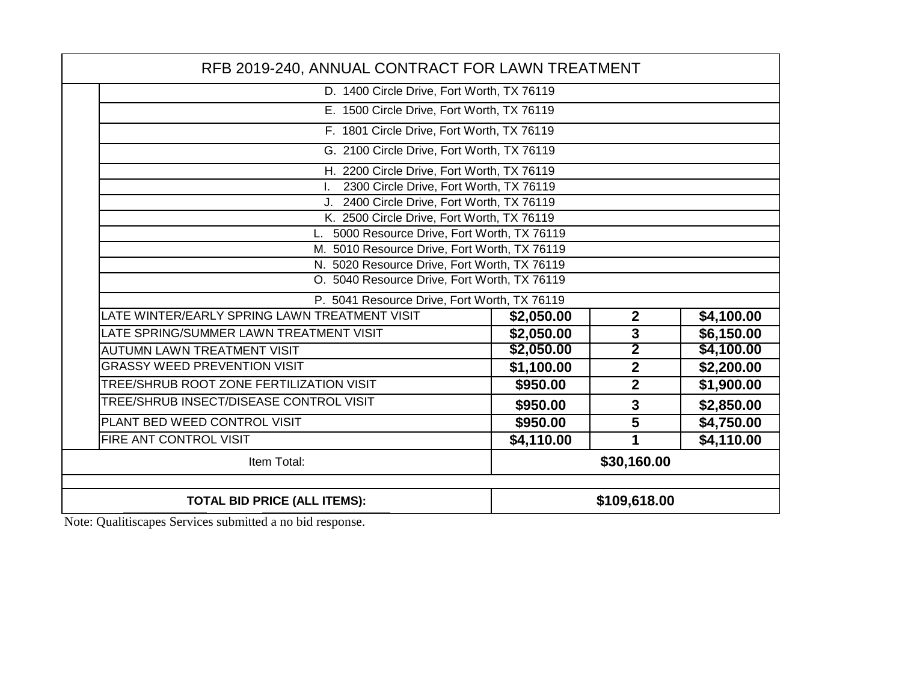| RFB 2019-240, ANNUAL CONTRACT FOR LAWN TREATMENT | | | |
|---|---|---|---|
| D. 1400 Circle Drive, Fort Worth, TX 76119 | | | |
| E. 1500 Circle Drive, Fort Worth, TX 76119 | | | |
| F. 1801 Circle Drive, Fort Worth, TX 76119 | | | |
| G. 2100 Circle Drive, Fort Worth, TX 76119 | | | |
| H. 2200 Circle Drive, Fort Worth, TX 76119 | | | |
| I. 2300 Circle Drive, Fort Worth, TX 76119 | | | |
| J. 2400 Circle Drive, Fort Worth, TX 76119 | | | |
| K. 2500 Circle Drive, Fort Worth, TX 76119 | | | |
| L. 5000 Resource Drive, Fort Worth, TX 76119 | | | |
| M. 5010 Resource Drive, Fort Worth, TX 76119 | | | |
| N. 5020 Resource Drive, Fort Worth, TX 76119 | | | |
| O. 5040 Resource Drive, Fort Worth, TX 76119 | | | |
| P. 5041 Resource Drive, Fort Worth, TX 76119 | | | |
| LATE WINTER/EARLY SPRING LAWN TREATMENT VISIT | **$2,050.00** | **2** | **$4,100.00** |
| LATE SPRING/SUMMER LAWN TREATMENT VISIT | **$2,050.00** | **3** | **$6,150.00** |
| AUTUMN LAWN TREATMENT VISIT | **$2,050.00** | **2** | **$4,100.00** |
| GRASSY WEED PREVENTION VISIT | **$1,100.00** | **2** | **$2,200.00** |
| TREE/SHRUB ROOT ZONE FERTILIZATION VISIT | **$950.00** | **2** | **$1,900.00** |
| TREE/SHRUB INSECT/DISEASE CONTROL VISIT | **$950.00** | **3** | **$2,850.00** |
| PLANT BED WEED CONTROL VISIT | **$950.00** | **5** | **$4,750.00** |
| FIRE ANT CONTROL VISIT | **$4,110.00** | **1** | **$4,110.00** |
| Item Total: | **$30,160.00** | | |
| | | | |
| **TOTAL BID PRICE (ALL ITEMS):** | **$109,618.00** | | |

Note: Qualitiscapes Services submitted a no bid response.